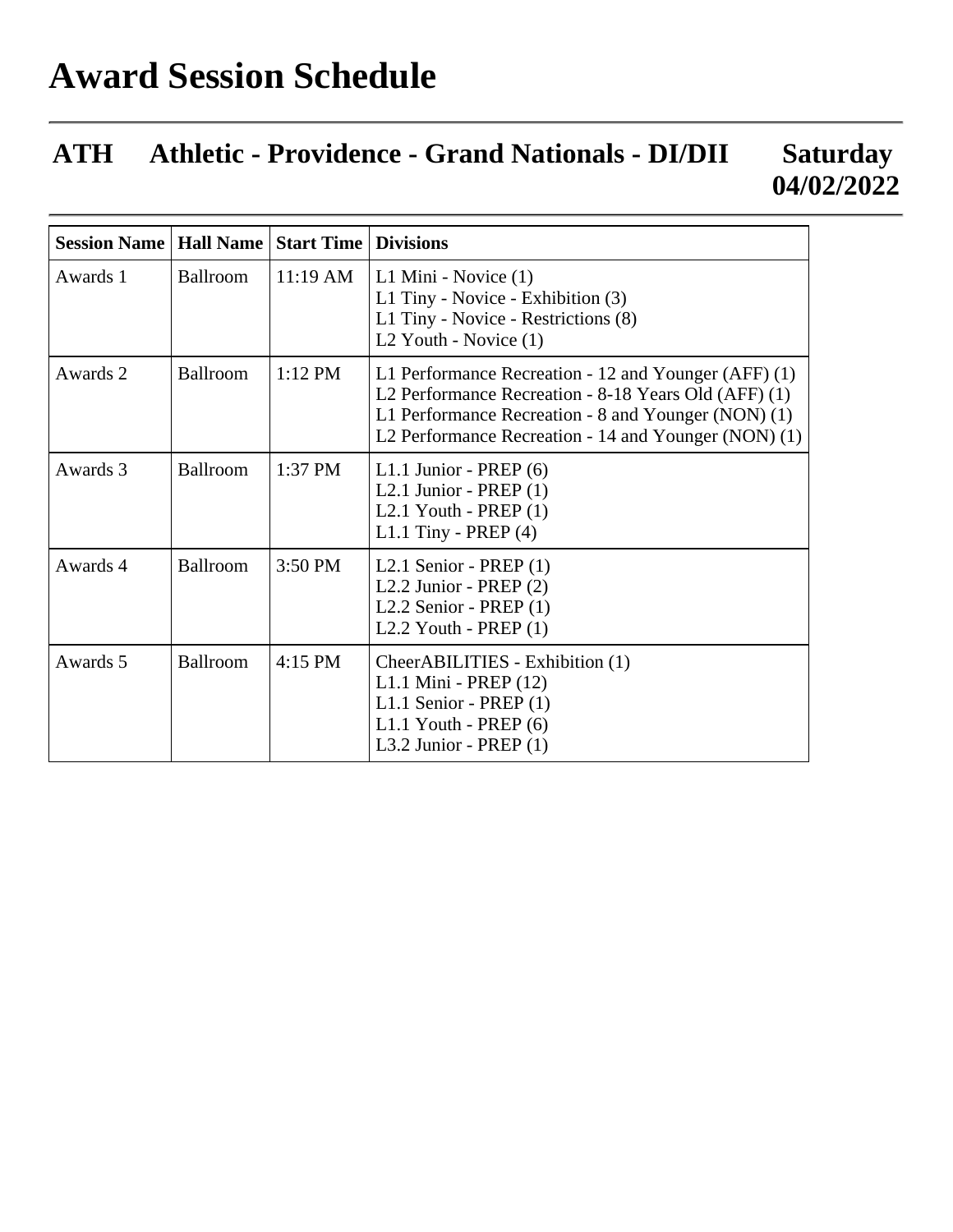# Award Session Schedule

## ATH Athletic - Providence - Grand Nationals - DI/DII Saturday 04/02/2022

| Session Name | Hall Name | Start Time | Divisions |
|---|---|---|---|
| Awards 1 | Ballroom | 11:19 AM | L1 Mini - Novice (1)<br>L1 Tiny - Novice - Exhibition (3)<br>L1 Tiny - Novice - Restrictions (8)<br>L2 Youth - Novice (1) |
| Awards 2 | Ballroom | 1:12 PM | L1 Performance Recreation - 12 and Younger (AFF) (1)<br>L2 Performance Recreation - 8-18 Years Old (AFF) (1)<br>L1 Performance Recreation - 8 and Younger (NON) (1)<br>L2 Performance Recreation - 14 and Younger (NON) (1) |
| Awards 3 | Ballroom | 1:37 PM | L1.1 Junior - PREP (6)<br>L2.1 Junior - PREP (1)<br>L2.1 Youth - PREP (1)<br>L1.1 Tiny - PREP (4) |
| Awards 4 | Ballroom | 3:50 PM | L2.1 Senior - PREP (1)<br>L2.2 Junior - PREP (2)<br>L2.2 Senior - PREP (1)<br>L2.2 Youth - PREP (1) |
| Awards 5 | Ballroom | 4:15 PM | CheerABILITIES - Exhibition (1)<br>L1.1 Mini - PREP (12)<br>L1.1 Senior - PREP (1)<br>L1.1 Youth - PREP (6)<br>L3.2 Junior - PREP (1) |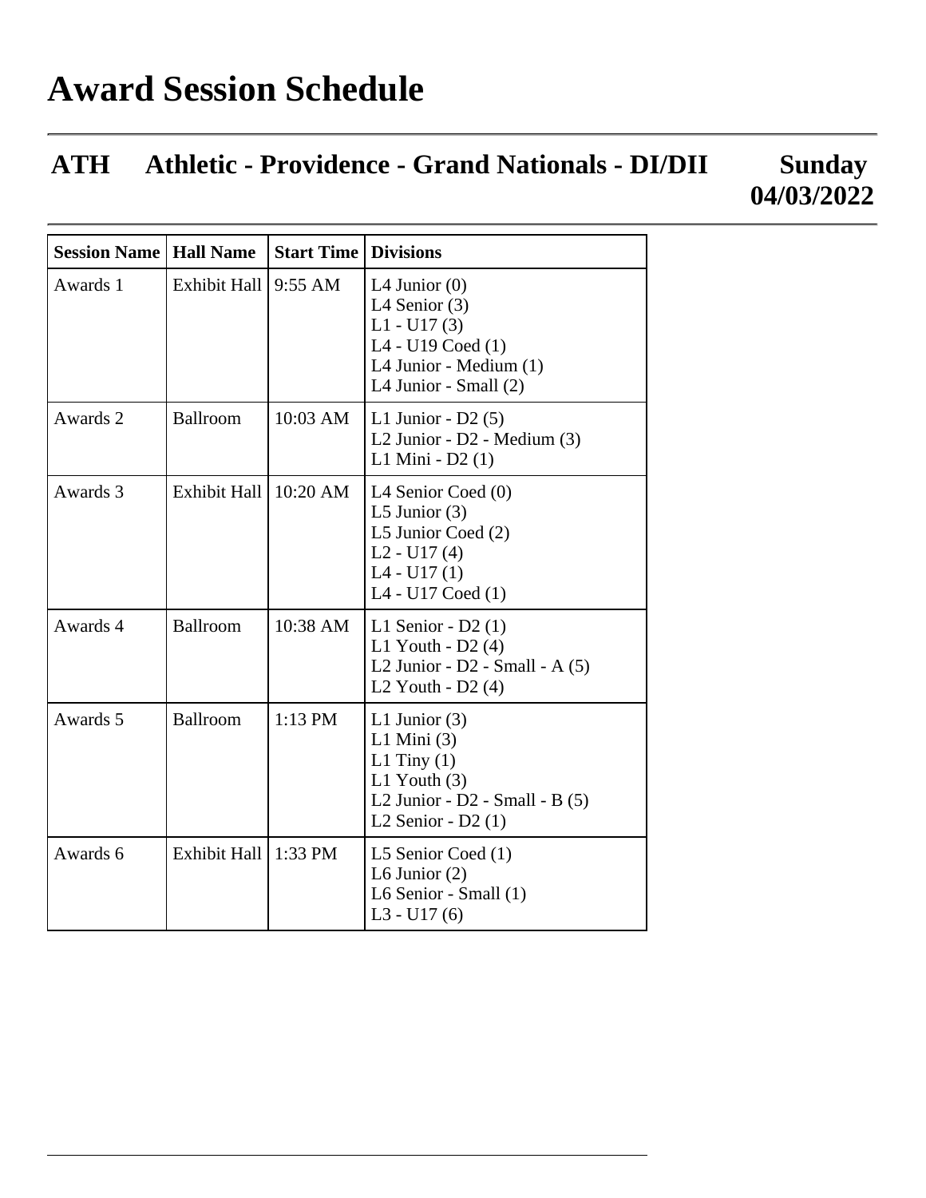# Award Session Schedule

## ATH Athletic - Providence - Grand Nationals - DI/DII Sunday 04/03/2022

| Session Name | Hall Name | Start Time | Divisions |
|---|---|---|---|
| Awards 1 | Exhibit Hall | 9:55 AM | L4 Junior (0)<br>L4 Senior (3)<br>L1 - U17 (3)<br>L4 - U19 Coed (1)<br>L4 Junior - Medium (1)<br>L4 Junior - Small (2) |
| Awards 2 | Ballroom | 10:03 AM | L1 Junior - D2 (5)<br>L2 Junior - D2 - Medium (3)<br>L1 Mini - D2 (1) |
| Awards 3 | Exhibit Hall | 10:20 AM | L4 Senior Coed (0)<br>L5 Junior (3)<br>L5 Junior Coed (2)<br>L2 - U17 (4)<br>L4 - U17 (1)<br>L4 - U17 Coed (1) |
| Awards 4 | Ballroom | 10:38 AM | L1 Senior - D2 (1)<br>L1 Youth - D2 (4)<br>L2 Junior - D2 - Small - A (5)<br>L2 Youth - D2 (4) |
| Awards 5 | Ballroom | 1:13 PM | L1 Junior (3)<br>L1 Mini (3)<br>L1 Tiny (1)<br>L1 Youth (3)<br>L2 Junior - D2 - Small - B (5)<br>L2 Senior - D2 (1) |
| Awards 6 | Exhibit Hall | 1:33 PM | L5 Senior Coed (1)<br>L6 Junior (2)<br>L6 Senior - Small (1)<br>L3 - U17 (6) |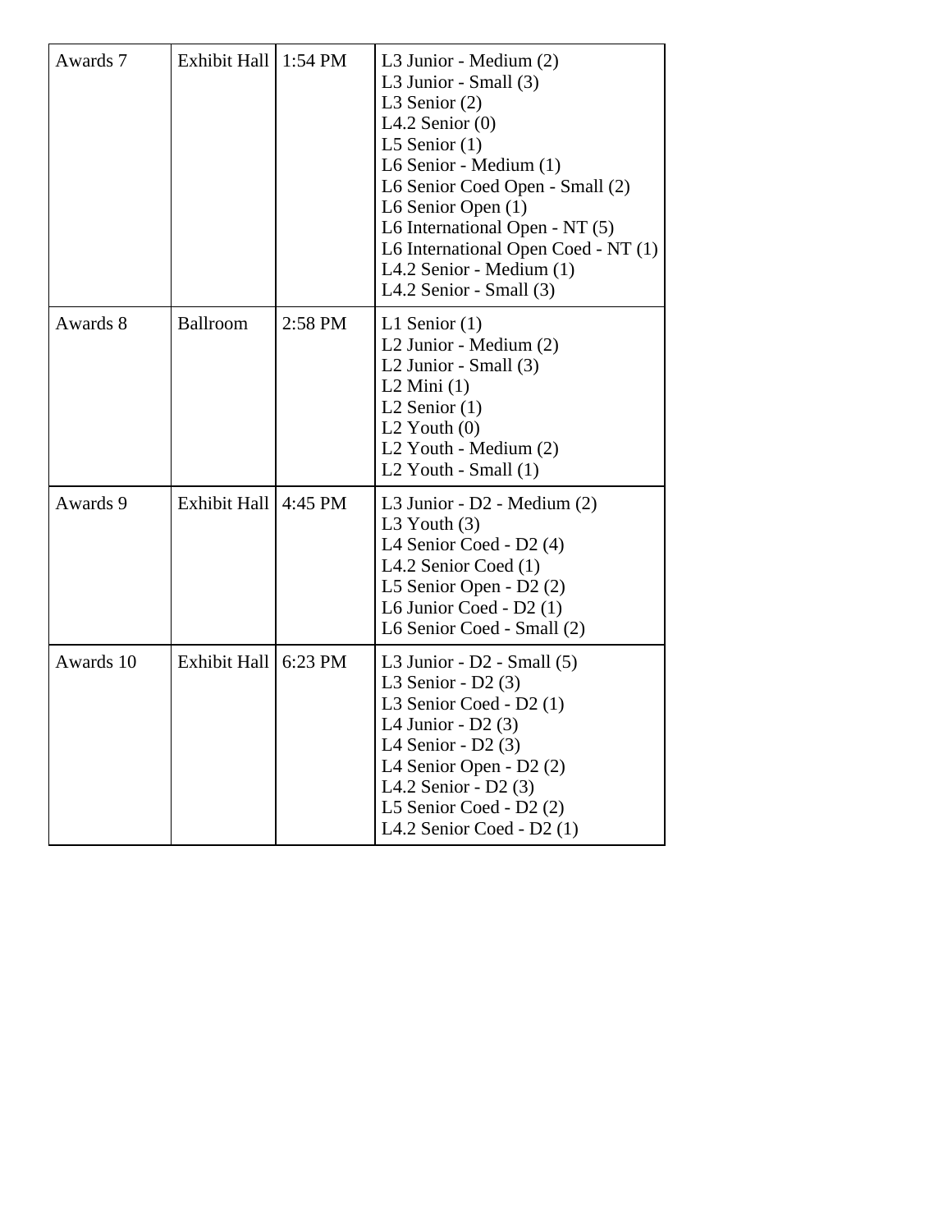| | | | |
|---|---|---|---|
| Awards 7 | Exhibit Hall | 1:54 PM | L3 Junior - Medium (2)<br>L3 Junior - Small (3)<br>L3 Senior (2)<br>L4.2 Senior (0)<br>L5 Senior (1)<br>L6 Senior - Medium (1)<br>L6 Senior Coed Open - Small (2)<br>L6 Senior Open (1)<br>L6 International Open - NT (5)<br>L6 International Open Coed - NT (1)<br>L4.2 Senior - Medium (1)<br>L4.2 Senior - Small (3) |
| Awards 8 | Ballroom | 2:58 PM | L1 Senior (1)<br>L2 Junior - Medium (2)<br>L2 Junior - Small (3)<br>L2 Mini (1)<br>L2 Senior (1)<br>L2 Youth (0)<br>L2 Youth - Medium (2)<br>L2 Youth - Small (1) |
| Awards 9 | Exhibit Hall | 4:45 PM | L3 Junior - D2 - Medium (2)<br>L3 Youth (3)<br>L4 Senior Coed - D2 (4)<br>L4.2 Senior Coed (1)<br>L5 Senior Open - D2 (2)<br>L6 Junior Coed - D2 (1)<br>L6 Senior Coed - Small (2) |
| Awards 10 | Exhibit Hall | 6:23 PM | L3 Junior - D2 - Small (5)<br>L3 Senior - D2 (3)<br>L3 Senior Coed - D2 (1)<br>L4 Junior - D2 (3)<br>L4 Senior - D2 (3)<br>L4 Senior Open - D2 (2)<br>L4.2 Senior - D2 (3)<br>L5 Senior Coed - D2 (2)<br>L4.2 Senior Coed - D2 (1) |